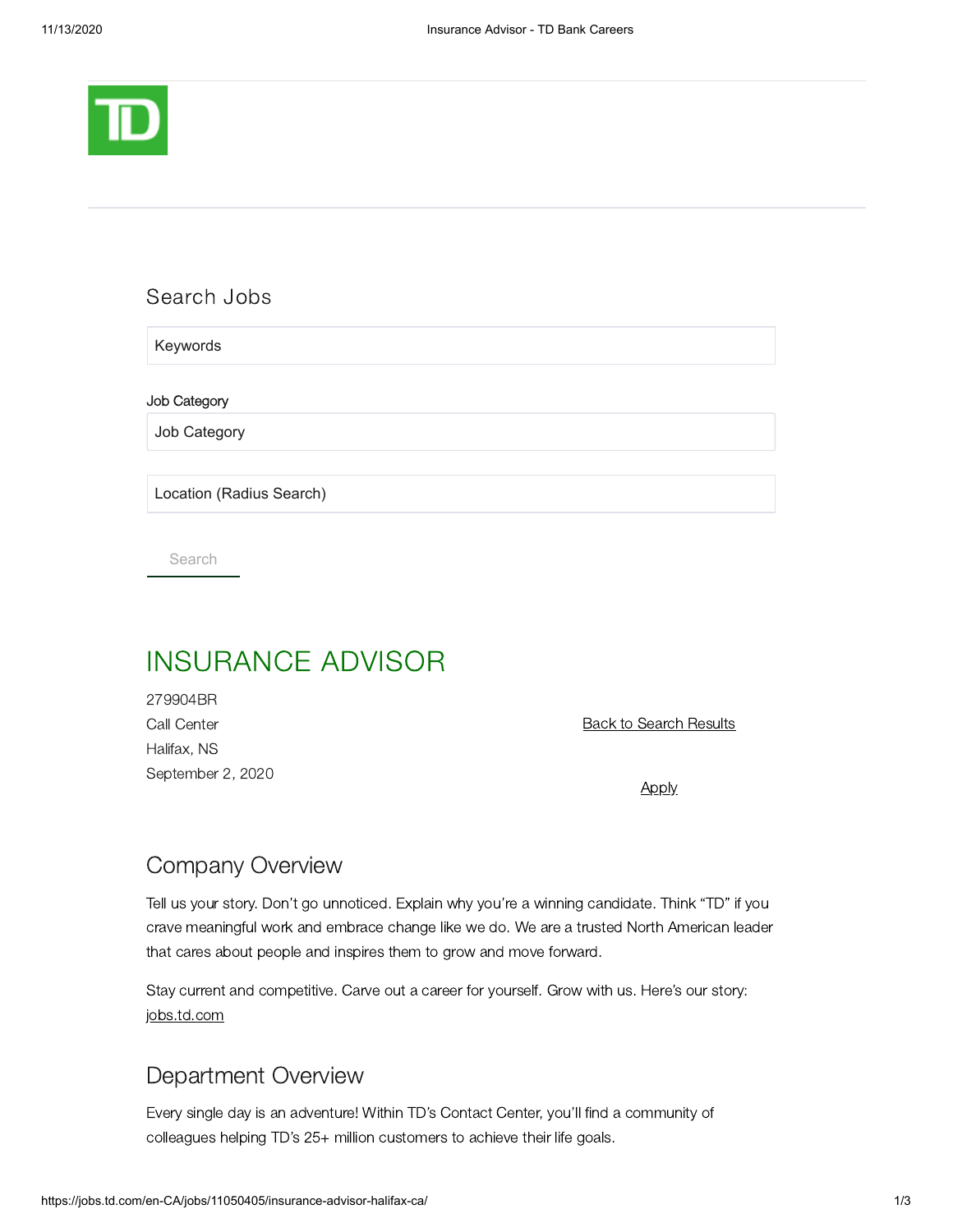Search Jobs

Keywords

Job Category

Job Category

Location (Radius Search)

Search

# INSURANCE ADVISOR

279904BR
Call Center
Halifax, NS
September 2, 2020

Back to Search Results

Apply

## Company Overview

Tell us your story. Don't go unnoticed. Explain why you're a winning candidate. Think "TD" if you crave meaningful work and embrace change like we do. We are a trusted North American leader that cares about people and inspires them to grow and move forward.

Stay current and competitive. Carve out a career for yourself. Grow with us. Here's our story: jobs.td.com

## Department Overview

Every single day is an adventure! Within TD's Contact Center, you'll find a community of colleagues helping TD's 25+ million customers to achieve their life goals.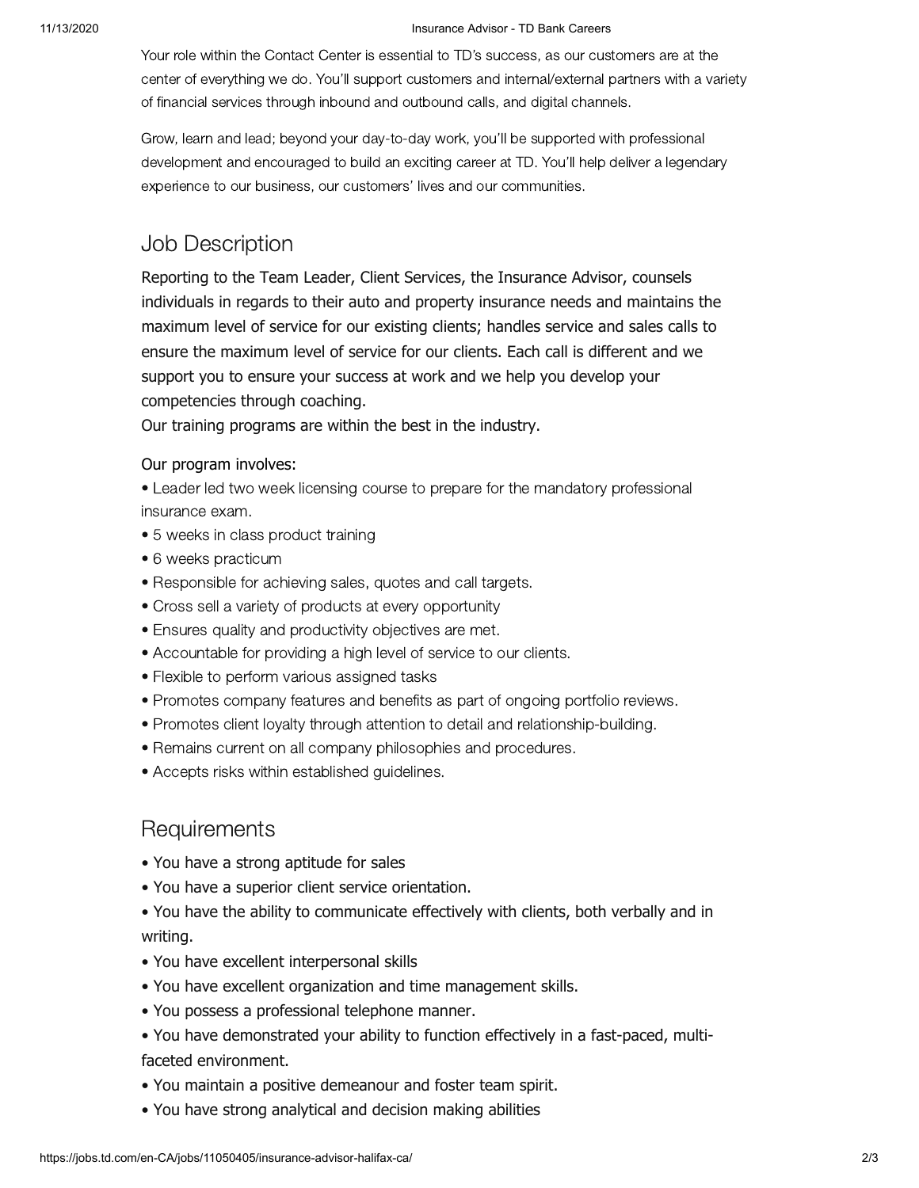Your role within the Contact Center is essential to TD's success, as our customers are at the center of everything we do. You'll support customers and internal/external partners with a variety of financial services through inbound and outbound calls, and digital channels.

Grow, learn and lead; beyond your day-to-day work, you'll be supported with professional development and encouraged to build an exciting career at TD. You'll help deliver a legendary experience to our business, our customers' lives and our communities.

## Job Description

Reporting to the Team Leader, Client Services, the Insurance Advisor, counsels individuals in regards to their auto and property insurance needs and maintains the maximum level of service for our existing clients; handles service and sales calls to ensure the maximum level of service for our clients. Each call is different and we support you to ensure your success at work and we help you develop your competencies through coaching.
Our training programs are within the best in the industry.

Our program involves:

- Leader led two week licensing course to prepare for the mandatory professional insurance exam.
- 5 weeks in class product training
- 6 weeks practicum
- Responsible for achieving sales, quotes and call targets.
- Cross sell a variety of products at every opportunity
- Ensures quality and productivity objectives are met.
- Accountable for providing a high level of service to our clients.
- Flexible to perform various assigned tasks
- Promotes company features and benefits as part of ongoing portfolio reviews.
- Promotes client loyalty through attention to detail and relationship-building.
- Remains current on all company philosophies and procedures.
- Accepts risks within established guidelines.

## Requirements

- You have a strong aptitude for sales
- You have a superior client service orientation.
- You have the ability to communicate effectively with clients, both verbally and in writing.
- You have excellent interpersonal skills
- You have excellent organization and time management skills.
- You possess a professional telephone manner.
- You have demonstrated your ability to function effectively in a fast-paced, multi-faceted environment.
- You maintain a positive demeanour and foster team spirit.
- You have strong analytical and decision making abilities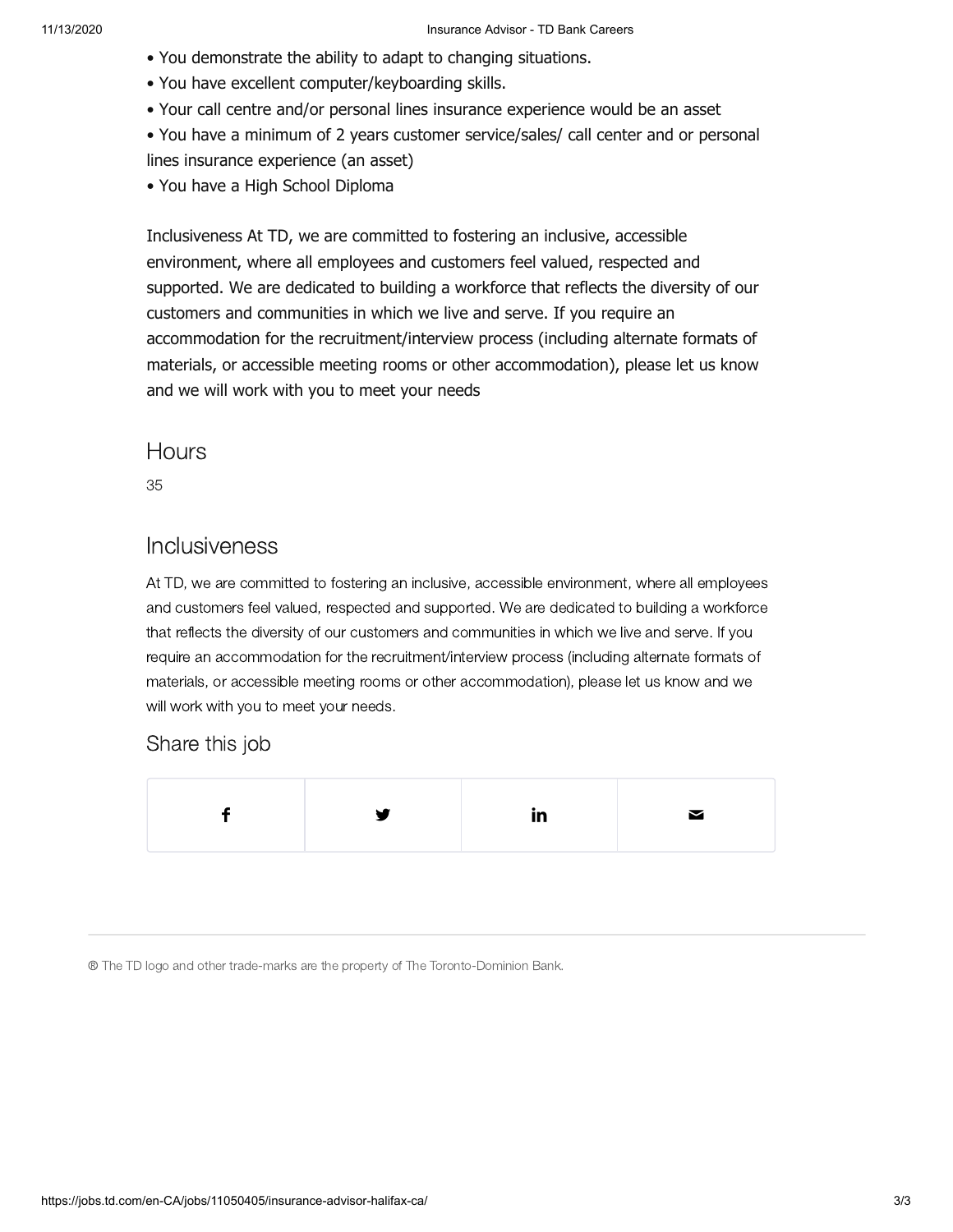- You demonstrate the ability to adapt to changing situations.
- You have excellent computer/keyboarding skills.
- Your call centre and/or personal lines insurance experience would be an asset
- You have a minimum of 2 years customer service/sales/ call center and or personal lines insurance experience (an asset)
- You have a High School Diploma

Inclusiveness At TD, we are committed to fostering an inclusive, accessible environment, where all employees and customers feel valued, respected and supported. We are dedicated to building a workforce that reflects the diversity of our customers and communities in which we live and serve. If you require an accommodation for the recruitment/interview process (including alternate formats of materials, or accessible meeting rooms or other accommodation), please let us know and we will work with you to meet your needs

## Hours

35

## Inclusiveness

At TD, we are committed to fostering an inclusive, accessible environment, where all employees and customers feel valued, respected and supported. We are dedicated to building a workforce that reflects the diversity of our customers and communities in which we live and serve. If you require an accommodation for the recruitment/interview process (including alternate formats of materials, or accessible meeting rooms or other accommodation), please let us know and we will work with you to meet your needs.

### Share this job

® The TD logo and other trade-marks are the property of The Toronto-Dominion Bank.